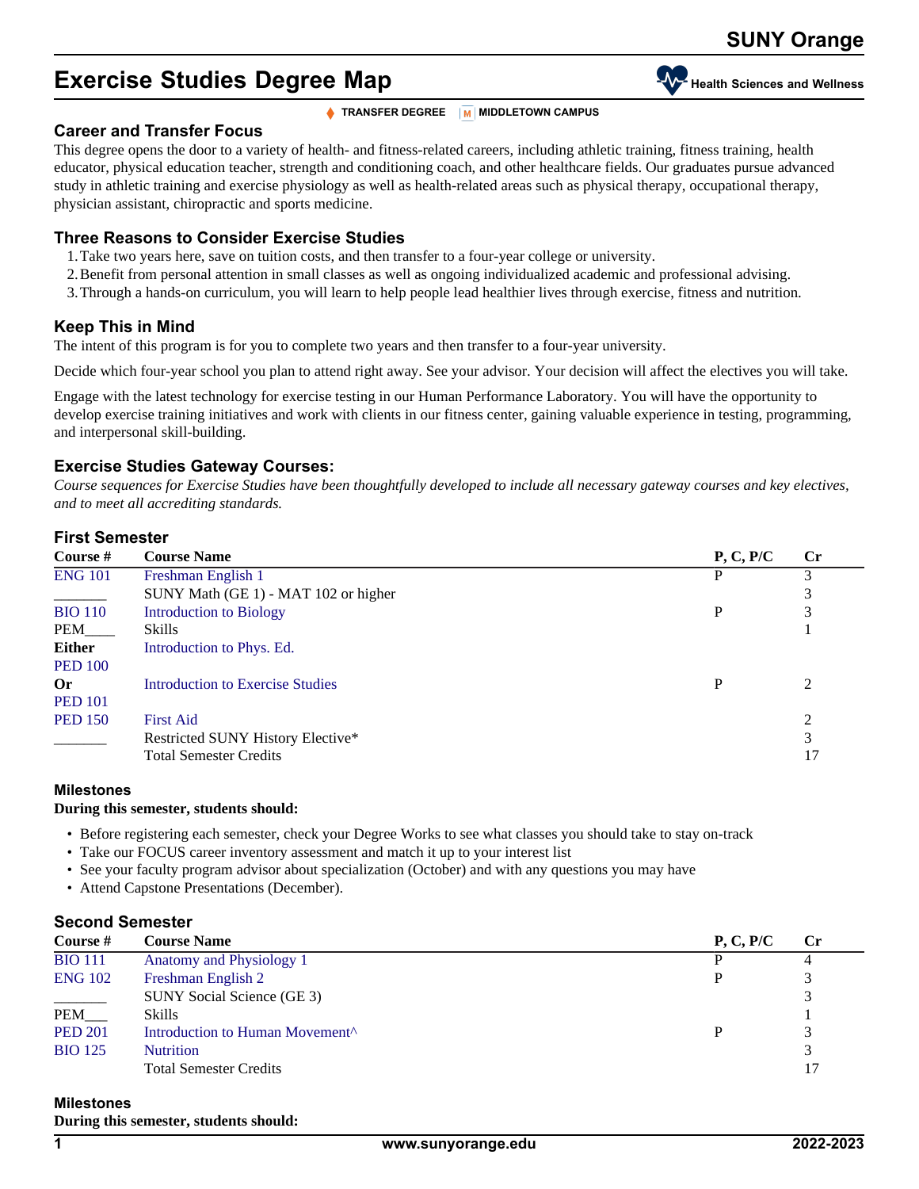SUNY Orange

# Exercise Studies Degree Map

Health Sciences and Wellness

TRANSFER DEGREE | MIDDLETOWN CAMPUS

## Career and Transfer Focus

This degree opens the door to a variety of health- and fitness-related careers, including athletic training, fitness training, health educator, physical education teacher, strength and conditioning coach, and other healthcare fields. Our graduates pursue advanced study in athletic training and exercise physiology as well as health-related areas such as physical therapy, occupational therapy, physician assistant, chiropractic and sports medicine.

## Three Reasons to Consider Exercise Studies

1. Take two years here, save on tuition costs, and then transfer to a four-year college or university.
2. Benefit from personal attention in small classes as well as ongoing individualized academic and professional advising.
3. Through a hands-on curriculum, you will learn to help people lead healthier lives through exercise, fitness and nutrition.

## Keep This in Mind

The intent of this program is for you to complete two years and then transfer to a four-year university.

Decide which four-year school you plan to attend right away. See your advisor. Your decision will affect the electives you will take.

Engage with the latest technology for exercise testing in our Human Performance Laboratory. You will have the opportunity to develop exercise training initiatives and work with clients in our fitness center, gaining valuable experience in testing, programming, and interpersonal skill-building.

## Exercise Studies Gateway Courses:

*Course sequences for Exercise Studies have been thoughtfully developed to include all necessary gateway courses and key electives, and to meet all accrediting standards.*

### First Semester

| Course # | Course Name | P, C, P/C | Cr |
|---|---|---|---|
| ENG 101 | Freshman English 1 | P | 3 |
| _______ | SUNY Math (GE 1) - MAT 102 or higher | | 3 |
| BIO 110 | Introduction to Biology | P | 3 |
| PEM____ | Skills | | 1 |
| **Either** PED 100 | Introduction to Phys. Ed. | | |
| **Or** PED 101 | Introduction to Exercise Studies | P | 2 |
| PED 150 | First Aid | | 2 |
| _______ | Restricted SUNY History Elective* | | 3 |
| | Total Semester Credits | | 17 |

### Milestones

**During this semester, students should:**

- Before registering each semester, check your Degree Works to see what classes you should take to stay on-track
- Take our FOCUS career inventory assessment and match it up to your interest list
- See your faculty program advisor about specialization (October) and with any questions you may have
- Attend Capstone Presentations (December).

### Second Semester

| Course # | Course Name | P, C, P/C | Cr |
|---|---|---|---|
| BIO 111 | Anatomy and Physiology 1 | P | 4 |
| ENG 102 | Freshman English 2 | P | 3 |
| _______ | SUNY Social Science (GE 3) | | 3 |
| PEM___ | Skills | | 1 |
| PED 201 | Introduction to Human Movement^ | P | 3 |
| BIO 125 | Nutrition | | 3 |
| | Total Semester Credits | | 17 |

### Milestones

**During this semester, students should:**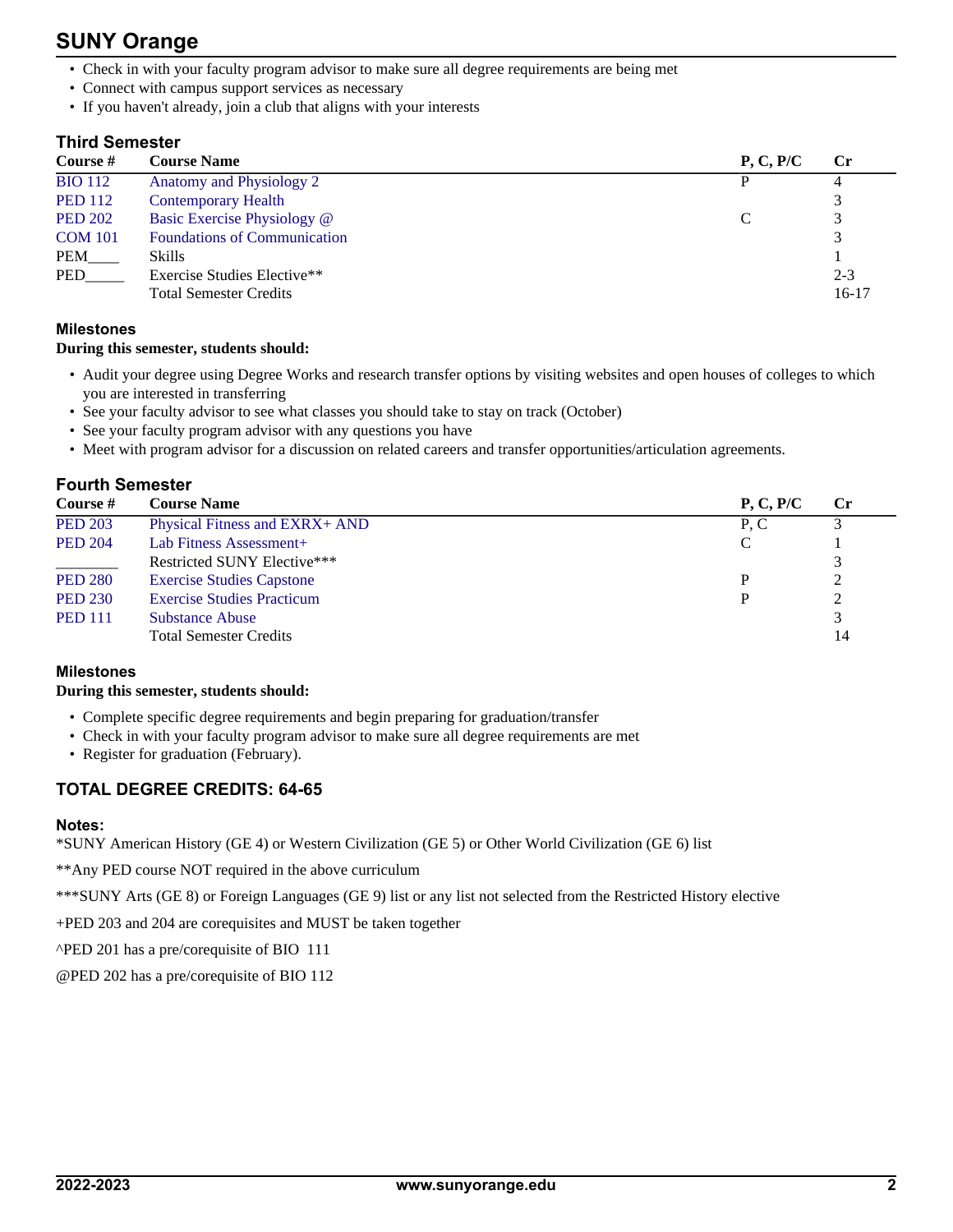- Check in with your faculty program advisor to make sure all degree requirements are being met
- Connect with campus support services as necessary
- If you haven't already, join a club that aligns with your interests

### Third Semester

| Course # | Course Name | P, C, P/C | Cr |
|---|---|---|---|
| BIO 112 | Anatomy and Physiology 2 | P | 4 |
| PED 112 | Contemporary Health | | 3 |
| PED 202 | Basic Exercise Physiology @ | C | 3 |
| COM 101 | Foundations of Communication | | 3 |
| PEM____ | Skills | | 1 |
| PED_____ | Exercise Studies Elective** | | 2-3 |
| | Total Semester Credits | | 16-17 |

### Milestones

**During this semester, students should:**

- Audit your degree using Degree Works and research transfer options by visiting websites and open houses of colleges to which you are interested in transferring
- See your faculty advisor to see what classes you should take to stay on track (October)
- See your faculty program advisor with any questions you have
- Meet with program advisor for a discussion on related careers and transfer opportunities/articulation agreements.

### Fourth Semester

| Course # | Course Name | P, C, P/C | Cr |
|---|---|---|---|
| PED 203 | Physical Fitness and EXRX+ AND | P, C | 3 |
| PED 204 | Lab Fitness Assessment+ | C | 1 |
| ________ | Restricted SUNY Elective*** | | 3 |
| PED 280 | Exercise Studies Capstone | P | 2 |
| PED 230 | Exercise Studies Practicum | P | 2 |
| PED 111 | Substance Abuse | | 3 |
| | Total Semester Credits | | 14 |

### Milestones

**During this semester, students should:**

- Complete specific degree requirements and begin preparing for graduation/transfer
- Check in with your faculty program advisor to make sure all degree requirements are met
- Register for graduation (February).

## TOTAL DEGREE CREDITS: 64-65

### Notes:

*SUNY American History (GE 4) or Western Civilization (GE 5) or Other World Civilization (GE 6) list

**Any PED course NOT required in the above curriculum

***SUNY Arts (GE 8) or Foreign Languages (GE 9) list or any list not selected from the Restricted History elective

+PED 203 and 204 are corequisites and MUST be taken together

^PED 201 has a pre/corequisite of BIO 111

@PED 202 has a pre/corequisite of BIO 112